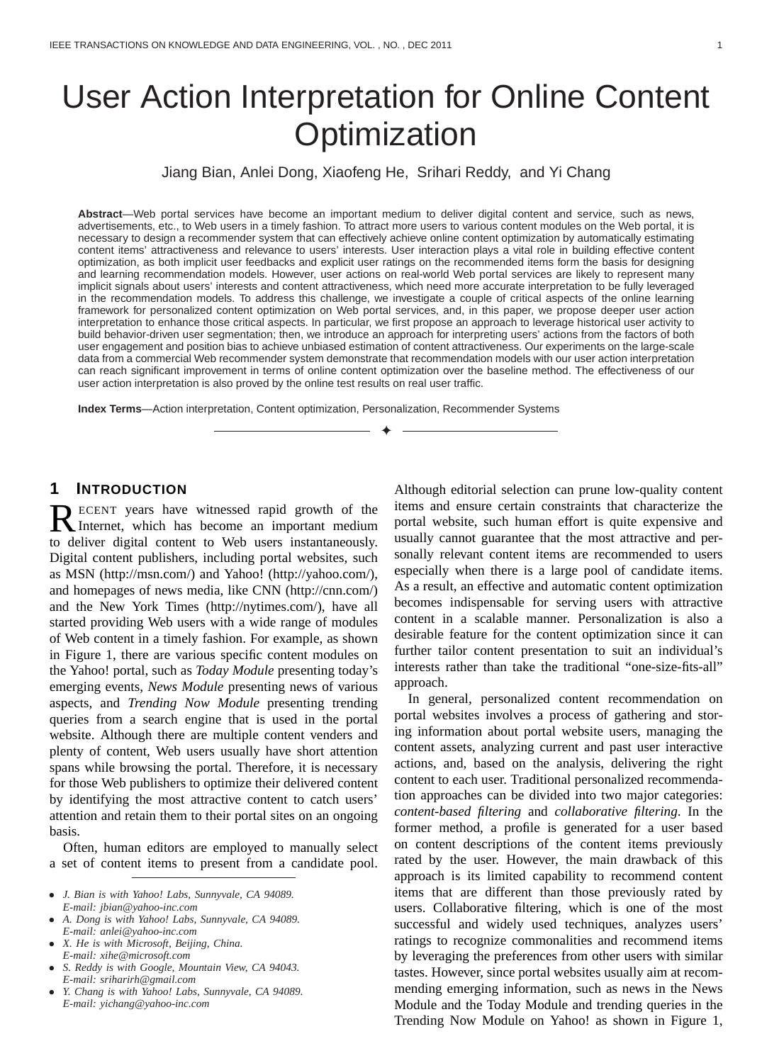# User Action Interpretation for Online Content Optimization

Jiang Bian, Anlei Dong, Xiaofeng He, Srihari Reddy, and Yi Chang

**Abstract**—Web portal services have become an important medium to deliver digital content and service, such as news, advertisements, etc., to Web users in a timely fashion. To attract more users to various content modules on the Web portal, it is necessary to design a recommender system that can effectively achieve online content optimization by automatically estimating content items' attractiveness and relevance to users' interests. User interaction plays a vital role in building effective content optimization, as both implicit user feedbacks and explicit user ratings on the recommended items form the basis for designing and learning recommendation models. However, user actions on real-world Web portal services are likely to represent many implicit signals about users' interests and content attractiveness, which need more accurate interpretation to be fully leveraged in the recommendation models. To address this challenge, we investigate a couple of critical aspects of the online learning framework for personalized content optimization on Web portal services, and, in this paper, we propose deeper user action interpretation to enhance those critical aspects. In particular, we first propose an approach to leverage historical user activity to build behavior-driven user segmentation; then, we introduce an approach for interpreting users' actions from the factors of both user engagement and position bias to achieve unbiased estimation of content attractiveness. Our experiments on the large-scale data from a commercial Web recommender system demonstrate that recommendation models with our user action interpretation can reach significant improvement in terms of online content optimization over the baseline method. The effectiveness of our user action interpretation is also proved by the online test results on real user traffic.

**Index Terms**—Action interpretation, Content optimization, Personalization, Recommender Systems

## 1 Introduction

Recent years have witnessed rapid growth of the Internet, which has become an important medium to deliver digital content to Web users instantaneously. Digital content publishers, including portal websites, such as MSN (http://msn.com/) and Yahoo! (http://yahoo.com/), and homepages of news media, like CNN (http://cnn.com/) and the New York Times (http://nytimes.com/), have all started providing Web users with a wide range of modules of Web content in a timely fashion. For example, as shown in Figure 1, there are various specific content modules on the Yahoo! portal, such as *Today Module* presenting today's emerging events, *News Module* presenting news of various aspects, and *Trending Now Module* presenting trending queries from a search engine that is used in the portal website. Although there are multiple content venders and plenty of content, Web users usually have short attention spans while browsing the portal. Therefore, it is necessary for those Web publishers to optimize their delivered content by identifying the most attractive content to catch users' attention and retain them to their portal sites on an ongoing basis.

Often, human editors are employed to manually select a set of content items to present from a candidate pool. Although editorial selection can prune low-quality content items and ensure certain constraints that characterize the portal website, such human effort is quite expensive and usually cannot guarantee that the most attractive and personally relevant content items are recommended to users especially when there is a large pool of candidate items. As a result, an effective and automatic content optimization becomes indispensable for serving users with attractive content in a scalable manner. Personalization is also a desirable feature for the content optimization since it can further tailor content presentation to suit an individual's interests rather than take the traditional "one-size-fits-all" approach.

In general, personalized content recommendation on portal websites involves a process of gathering and storing information about portal website users, managing the content assets, analyzing current and past user interactive actions, and, based on the analysis, delivering the right content to each user. Traditional personalized recommendation approaches can be divided into two major categories: *content-based filtering* and *collaborative filtering*. In the former method, a profile is generated for a user based on content descriptions of the content items previously rated by the user. However, the main drawback of this approach is its limited capability to recommend content items that are different than those previously rated by users. Collaborative filtering, which is one of the most successful and widely used techniques, analyzes users' ratings to recognize commonalities and recommend items by leveraging the preferences from other users with similar tastes. However, since portal websites usually aim at recommending emerging information, such as news in the News Module and the Today Module and trending queries in the Trending Now Module on Yahoo! as shown in Figure 1,

- *J. Bian is with Yahoo! Labs, Sunnyvale, CA 94089. E-mail: jbian@yahoo-inc.com*
- *A. Dong is with Yahoo! Labs, Sunnyvale, CA 94089. E-mail: anlei@yahoo-inc.com*
- *X. He is with Microsoft, Beijing, China. E-mail: xihe@microsoft.com*
- *S. Reddy is with Google, Mountain View, CA 94043. E-mail: sriharirh@gmail.com*
- *Y. Chang is with Yahoo! Labs, Sunnyvale, CA 94089. E-mail: yichang@yahoo-inc.com*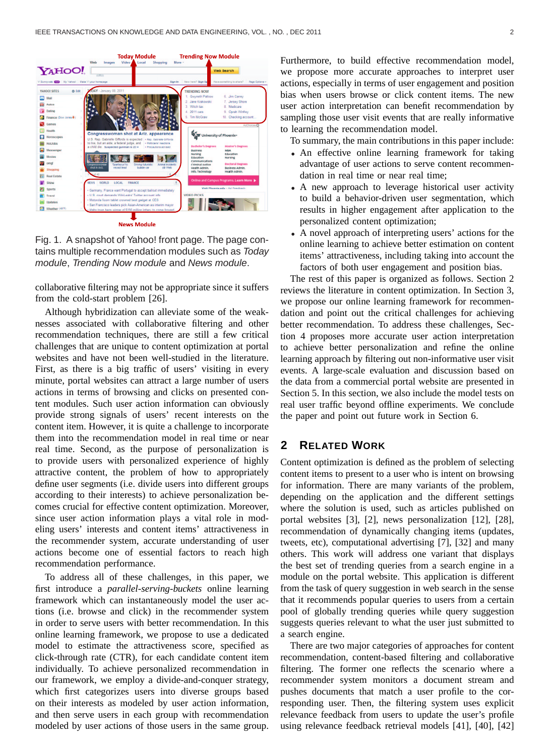Fig. 1. A snapshot of Yahoo! front page. The page contains multiple recommendation modules such as *Today module*, *Trending Now module* and *News module*.

collaborative filtering may not be appropriate since it suffers from the cold-start problem [26].

Although hybridization can alleviate some of the weaknesses associated with collaborative filtering and other recommendation techniques, there are still a few critical challenges that are unique to content optimization at portal websites and have not been well-studied in the literature. First, as there is a big traffic of users' visiting in every minute, portal websites can attract a large number of users actions in terms of browsing and clicks on presented content modules. Such user action information can obviously provide strong signals of users' recent interests on the content item. However, it is quite a challenge to incorporate them into the recommendation model in real time or near real time. Second, as the purpose of personalization is to provide users with personalized experience of highly attractive content, the problem of how to appropriately define user segments (i.e. divide users into different groups according to their interests) to achieve personalization becomes crucial for effective content optimization. Moreover, since user action information plays a vital role in modeling users' interests and content items' attractiveness in the recommender system, accurate understanding of user actions become one of essential factors to reach high recommendation performance.

To address all of these challenges, in this paper, we first introduce a *parallel-serving-buckets* online learning framework which can instantaneously model the user actions (i.e. browse and click) in the recommender system in order to serve users with better recommendation. In this online learning framework, we propose to use a dedicated model to estimate the attractiveness score, specified as click-through rate (CTR), for each candidate content item individually. To achieve personalized recommendation in our framework, we employ a divide-and-conquer strategy, which first categorizes users into diverse groups based on their interests as modeled by user action information, and then serve users in each group with recommendation modeled by user actions of those users in the same group. Furthermore, to build effective recommendation model, we propose more accurate approaches to interpret user actions, especially in terms of user engagement and position bias when users browse or click content items. The new user action interpretation can benefit recommendation by sampling those user visit events that are really informative to learning the recommendation model.

To summary, the main contributions in this paper include:

- An effective online learning framework for taking advantage of user actions to serve content recommendation in real time or near real time;
- A new approach to leverage historical user activity to build a behavior-driven user segmentation, which results in higher engagement after application to the personalized content optimization;
- A novel approach of interpreting users' actions for the online learning to achieve better estimation on content items' attractiveness, including taking into account the factors of both user engagement and position bias.

The rest of this paper is organized as follows. Section 2 reviews the literature in content optimization. In Section 3, we propose our online learning framework for recommendation and point out the critical challenges for achieving better recommendation. To address these challenges, Section 4 proposes more accurate user action interpretation to achieve better personalization and refine the online learning approach by filtering out non-informative user visit events. A large-scale evaluation and discussion based on the data from a commercial portal website are presented in Section 5. In this section, we also include the model tests on real user traffic beyond offline experiments. We conclude the paper and point out future work in Section 6.

## 2 Related Work

Content optimization is defined as the problem of selecting content items to present to a user who is intent on browsing for information. There are many variants of the problem, depending on the application and the different settings where the solution is used, such as articles published on portal websites [3], [2], news personalization [12], [28], recommendation of dynamically changing items (updates, tweets, etc), computational advertising [7], [32] and many others. This work will address one variant that displays the best set of trending queries from a search engine in a module on the portal website. This application is different from the task of query suggestion in web search in the sense that it recommends popular queries to users from a certain pool of globally trending queries while query suggestion suggests queries relevant to what the user just submitted to a search engine.

There are two major categories of approaches for content recommendation, content-based filtering and collaborative filtering. The former one reflects the scenario where a recommender system monitors a document stream and pushes documents that match a user profile to the corresponding user. Then, the filtering system uses explicit relevance feedback from users to update the user's profile using relevance feedback retrieval models [41], [40], [42]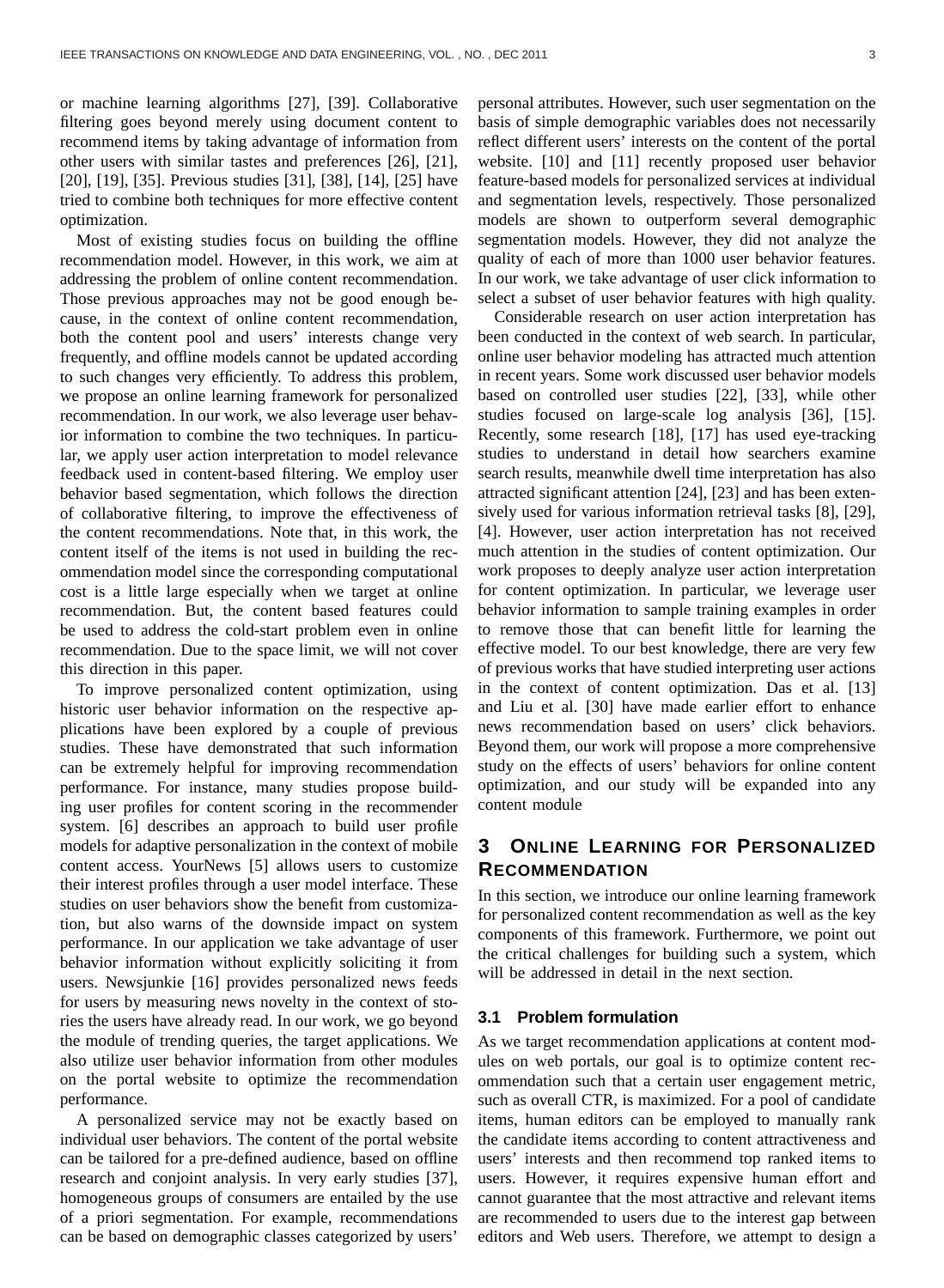or machine learning algorithms [27], [39]. Collaborative filtering goes beyond merely using document content to recommend items by taking advantage of information from other users with similar tastes and preferences [26], [21], [20], [19], [35]. Previous studies [31], [38], [14], [25] have tried to combine both techniques for more effective content optimization.

Most of existing studies focus on building the offline recommendation model. However, in this work, we aim at addressing the problem of online content recommendation. Those previous approaches may not be good enough because, in the context of online content recommendation, both the content pool and users' interests change very frequently, and offline models cannot be updated according to such changes very efficiently. To address this problem, we propose an online learning framework for personalized recommendation. In our work, we also leverage user behavior information to combine the two techniques. In particular, we apply user action interpretation to model relevance feedback used in content-based filtering. We employ user behavior based segmentation, which follows the direction of collaborative filtering, to improve the effectiveness of the content recommendations. Note that, in this work, the content itself of the items is not used in building the recommendation model since the corresponding computational cost is a little large especially when we target at online recommendation. But, the content based features could be used to address the cold-start problem even in online recommendation. Due to the space limit, we will not cover this direction in this paper.

To improve personalized content optimization, using historic user behavior information on the respective applications have been explored by a couple of previous studies. These have demonstrated that such information can be extremely helpful for improving recommendation performance. For instance, many studies propose building user profiles for content scoring in the recommender system. [6] describes an approach to build user profile models for adaptive personalization in the context of mobile content access. YourNews [5] allows users to customize their interest profiles through a user model interface. These studies on user behaviors show the benefit from customization, but also warns of the downside impact on system performance. In our application we take advantage of user behavior information without explicitly soliciting it from users. Newsjunkie [16] provides personalized news feeds for users by measuring news novelty in the context of stories the users have already read. In our work, we go beyond the module of trending queries, the target applications. We also utilize user behavior information from other modules on the portal website to optimize the recommendation performance.

A personalized service may not be exactly based on individual user behaviors. The content of the portal website can be tailored for a pre-defined audience, based on offline research and conjoint analysis. In very early studies [37], homogeneous groups of consumers are entailed by the use of a priori segmentation. For example, recommendations can be based on demographic classes categorized by users' personal attributes. However, such user segmentation on the basis of simple demographic variables does not necessarily reflect different users' interests on the content of the portal website. [10] and [11] recently proposed user behavior feature-based models for personalized services at individual and segmentation levels, respectively. Those personalized models are shown to outperform several demographic segmentation models. However, they did not analyze the quality of each of more than 1000 user behavior features. In our work, we take advantage of user click information to select a subset of user behavior features with high quality.

Considerable research on user action interpretation has been conducted in the context of web search. In particular, online user behavior modeling has attracted much attention in recent years. Some work discussed user behavior models based on controlled user studies [22], [33], while other studies focused on large-scale log analysis [36], [15]. Recently, some research [18], [17] has used eye-tracking studies to understand in detail how searchers examine search results, meanwhile dwell time interpretation has also attracted significant attention [24], [23] and has been extensively used for various information retrieval tasks [8], [29], [4]. However, user action interpretation has not received much attention in the studies of content optimization. Our work proposes to deeply analyze user action interpretation for content optimization. In particular, we leverage user behavior information to sample training examples in order to remove those that can benefit little for learning the effective model. To our best knowledge, there are very few of previous works that have studied interpreting user actions in the context of content optimization. Das et al. [13] and Liu et al. [30] have made earlier effort to enhance news recommendation based on users' click behaviors. Beyond them, our work will propose a more comprehensive study on the effects of users' behaviors for online content optimization, and our study will be expanded into any content module

# 3 Online Learning for Personalized Recommendation

In this section, we introduce our online learning framework for personalized content recommendation as well as the key components of this framework. Furthermore, we point out the critical challenges for building such a system, which will be addressed in detail in the next section.

## 3.1 Problem formulation

As we target recommendation applications at content modules on web portals, our goal is to optimize content recommendation such that a certain user engagement metric, such as overall CTR, is maximized. For a pool of candidate items, human editors can be employed to manually rank the candidate items according to content attractiveness and users' interests and then recommend top ranked items to users. However, it requires expensive human effort and cannot guarantee that the most attractive and relevant items are recommended to users due to the interest gap between editors and Web users. Therefore, we attempt to design a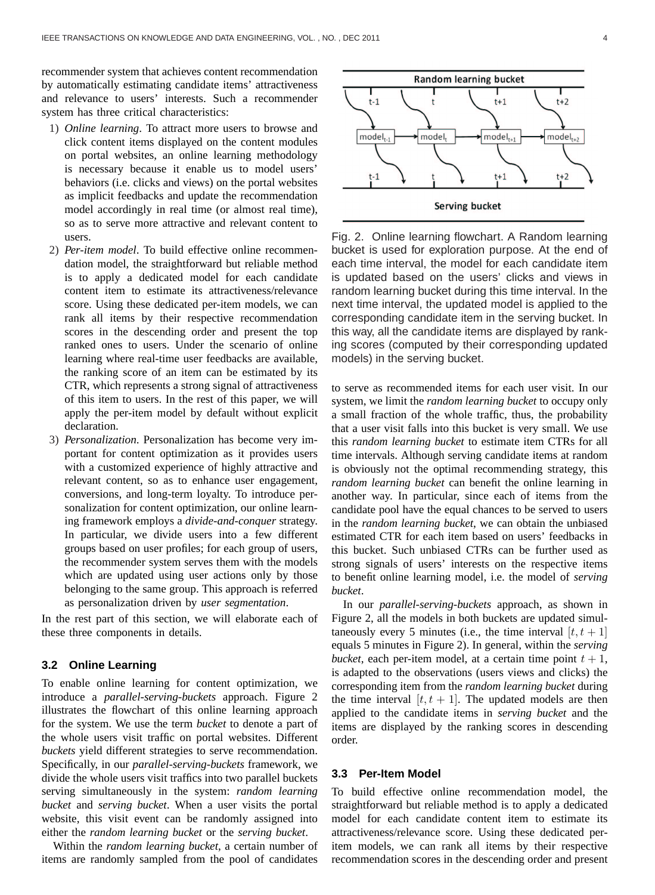recommender system that achieves content recommendation by automatically estimating candidate items' attractiveness and relevance to users' interests. Such a recommender system has three critical characteristics:

1) *Online learning*. To attract more users to browse and click content items displayed on the content modules on portal websites, an online learning methodology is necessary because it enable us to model users' behaviors (i.e. clicks and views) on the portal websites as implicit feedbacks and update the recommendation model accordingly in real time (or almost real time), so as to serve more attractive and relevant content to users.
2) *Per-item model*. To build effective online recommendation model, the straightforward but reliable method is to apply a dedicated model for each candidate content item to estimate its attractiveness/relevance score. Using these dedicated per-item models, we can rank all items by their respective recommendation scores in the descending order and present the top ranked ones to users. Under the scenario of online learning where real-time user feedbacks are available, the ranking score of an item can be estimated by its CTR, which represents a strong signal of attractiveness of this item to users. In the rest of this paper, we will apply the per-item model by default without explicit declaration.
3) *Personalization*. Personalization has become very important for content optimization as it provides users with a customized experience of highly attractive and relevant content, so as to enhance user engagement, conversions, and long-term loyalty. To introduce personalization for content optimization, our online learning framework employs a *divide-and-conquer* strategy. In particular, we divide users into a few different groups based on user profiles; for each group of users, the recommender system serves them with the models which are updated using user actions only by those belonging to the same group. This approach is referred as personalization driven by *user segmentation*.

In the rest part of this section, we will elaborate each of these three components in details.

### 3.2 Online Learning

To enable online learning for content optimization, we introduce a *parallel-serving-buckets* approach. Figure 2 illustrates the flowchart of this online learning approach for the system. We use the term *bucket* to denote a part of the whole users visit traffic on portal websites. Different *buckets* yield different strategies to serve recommendation. Specifically, in our *parallel-serving-buckets* framework, we divide the whole users visit traffics into two parallel buckets serving simultaneously in the system: *random learning bucket* and *serving bucket*. When a user visits the portal website, this visit event can be randomly assigned into either the *random learning bucket* or the *serving bucket*.

Within the *random learning bucket*, a certain number of items are randomly sampled from the pool of candidates

Random learning bucket

t-1
t
t+1
t+2

model$_{t-1}$
model$_t$
model$_{t+1}$
model$_{t+2}$

t-1
t
t+1
t+2

Serving bucket

Fig. 2. Online learning flowchart. A Random learning bucket is used for exploration purpose. At the end of each time interval, the model for each candidate item is updated based on the users' clicks and views in random learning bucket during this time interval. In the next time interval, the updated model is applied to the corresponding candidate item in the serving bucket. In this way, all the candidate items are displayed by ranking scores (computed by their corresponding updated models) in the serving bucket.

to serve as recommended items for each user visit. In our system, we limit the *random learning bucket* to occupy only a small fraction of the whole traffic, thus, the probability that a user visit falls into this bucket is very small. We use this *random learning bucket* to estimate item CTRs for all time intervals. Although serving candidate items at random is obviously not the optimal recommending strategy, this *random learning bucket* can benefit the online learning in another way. In particular, since each of items from the candidate pool have the equal chances to be served to users in the *random learning bucket*, we can obtain the unbiased estimated CTR for each item based on users' feedbacks in this bucket. Such unbiased CTRs can be further used as strong signals of users' interests on the respective items to benefit online learning model, i.e. the model of *serving bucket*.

In our *parallel-serving-buckets* approach, as shown in Figure 2, all the models in both buckets are updated simultaneously every 5 minutes (i.e., the time interval $[t, t+1]$ equals 5 minutes in Figure 2). In general, within the *serving bucket*, each per-item model, at a certain time point $t+1$, is adapted to the observations (users views and clicks) the corresponding item from the *random learning bucket* during the time interval $[t, t+1]$. The updated models are then applied to the candidate items in *serving bucket* and the items are displayed by the ranking scores in descending order.

### 3.3 Per-Item Model

To build effective online recommendation model, the straightforward but reliable method is to apply a dedicated model for each candidate content item to estimate its attractiveness/relevance score. Using these dedicated per-item models, we can rank all items by their respective recommendation scores in the descending order and present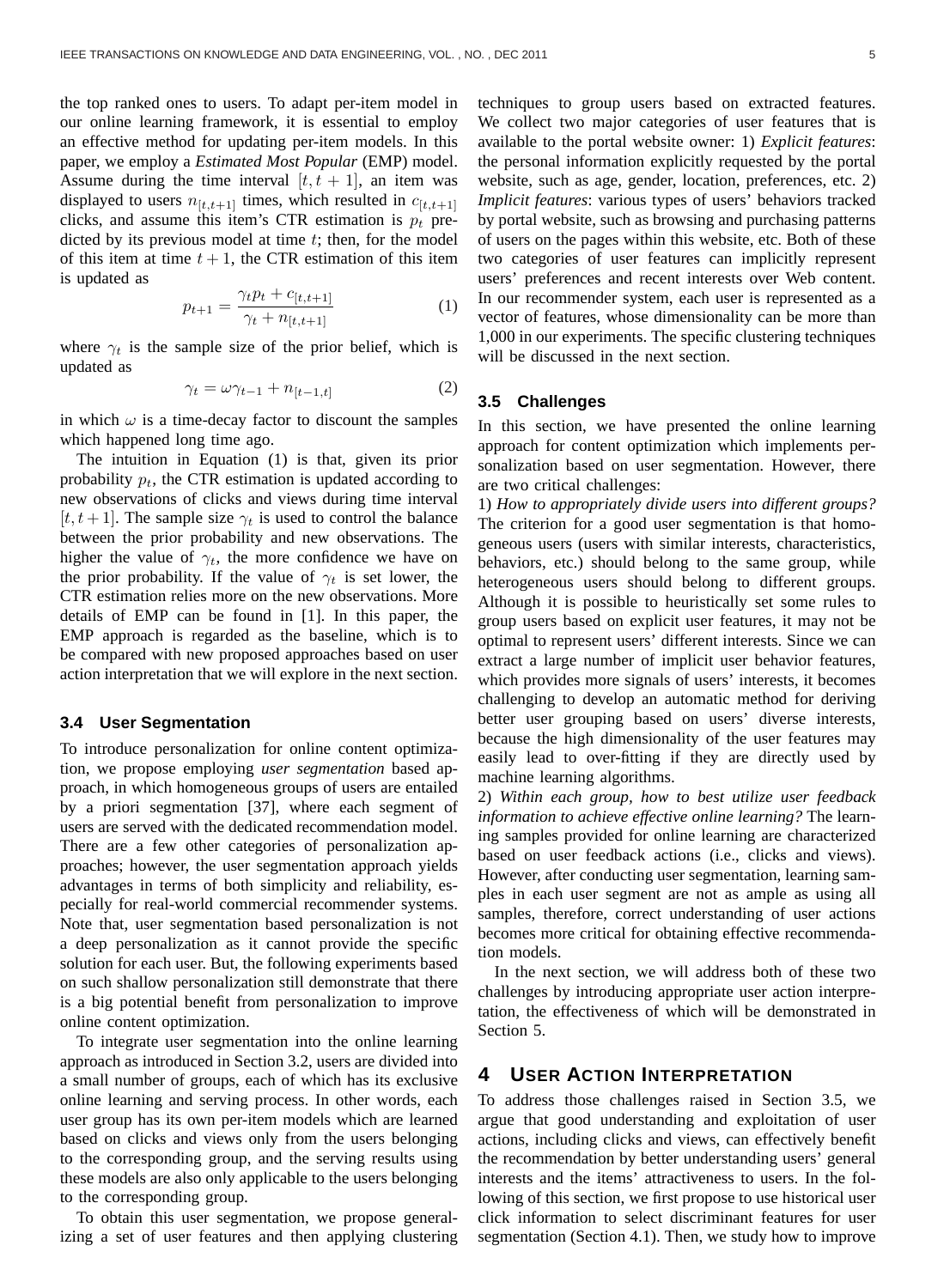the top ranked ones to users. To adapt per-item model in our online learning framework, it is essential to employ an effective method for updating per-item models. In this paper, we employ a *Estimated Most Popular* (EMP) model. Assume during the time interval $[t, t+1]$, an item was displayed to users $n_{[t,t+1]}$ times, which resulted in $c_{[t,t+1]}$ clicks, and assume this item's CTR estimation is $p_t$ predicted by its previous model at time $t$; then, for the model of this item at time $t+1$, the CTR estimation of this item is updated as

$$p_{t+1} = \frac{\gamma_t p_t + c_{[t,t+1]}}{\gamma_t + n_{[t,t+1]}} \tag{1}$$

where $\gamma_t$ is the sample size of the prior belief, which is updated as

$$\gamma_t = \omega \gamma_{t-1} + n_{[t-1,t]} \tag{2}$$

in which $\omega$ is a time-decay factor to discount the samples which happened long time ago.

The intuition in Equation (1) is that, given its prior probability $p_t$, the CTR estimation is updated according to new observations of clicks and views during time interval $[t, t+1]$. The sample size $\gamma_t$ is used to control the balance between the prior probability and new observations. The higher the value of $\gamma_t$, the more confidence we have on the prior probability. If the value of $\gamma_t$ is set lower, the CTR estimation relies more on the new observations. More details of EMP can be found in [1]. In this paper, the EMP approach is regarded as the baseline, which is to be compared with new proposed approaches based on user action interpretation that we will explore in the next section.

### 3.4 User Segmentation

To introduce personalization for online content optimization, we propose employing *user segmentation* based approach, in which homogeneous groups of users are entailed by a priori segmentation [37], where each segment of users are served with the dedicated recommendation model. There are a few other categories of personalization approaches; however, the user segmentation approach yields advantages in terms of both simplicity and reliability, especially for real-world commercial recommender systems. Note that, user segmentation based personalization is not a deep personalization as it cannot provide the specific solution for each user. But, the following experiments based on such shallow personalization still demonstrate that there is a big potential benefit from personalization to improve online content optimization.

To integrate user segmentation into the online learning approach as introduced in Section 3.2, users are divided into a small number of groups, each of which has its exclusive online learning and serving process. In other words, each user group has its own per-item models which are learned based on clicks and views only from the users belonging to the corresponding group, and the serving results using these models are also only applicable to the users belonging to the corresponding group.

To obtain this user segmentation, we propose generalizing a set of user features and then applying clustering techniques to group users based on extracted features. We collect two major categories of user features that is available to the portal website owner: 1) *Explicit features*: the personal information explicitly requested by the portal website, such as age, gender, location, preferences, etc. 2) *Implicit features*: various types of users' behaviors tracked by portal website, such as browsing and purchasing patterns of users on the pages within this website, etc. Both of these two categories of user features can implicitly represent users' preferences and recent interests over Web content. In our recommender system, each user is represented as a vector of features, whose dimensionality can be more than 1,000 in our experiments. The specific clustering techniques will be discussed in the next section.

### 3.5 Challenges

In this section, we have presented the online learning approach for content optimization which implements personalization based on user segmentation. However, there are two critical challenges:

1) *How to appropriately divide users into different groups?* The criterion for a good user segmentation is that homogeneous users (users with similar interests, characteristics, behaviors, etc.) should belong to the same group, while heterogeneous users should belong to different groups. Although it is possible to heuristically set some rules to group users based on explicit user features, it may not be optimal to represent users' different interests. Since we can extract a large number of implicit user behavior features, which provides more signals of users' interests, it becomes challenging to develop an automatic method for deriving better user grouping based on users' diverse interests, because the high dimensionality of the user features may easily lead to over-fitting if they are directly used by machine learning algorithms.

2) *Within each group, how to best utilize user feedback information to achieve effective online learning?* The learning samples provided for online learning are characterized based on user feedback actions (i.e., clicks and views). However, after conducting user segmentation, learning samples in each user segment are not as ample as using all samples, therefore, correct understanding of user actions becomes more critical for obtaining effective recommendation models.

In the next section, we will address both of these two challenges by introducing appropriate user action interpretation, the effectiveness of which will be demonstrated in Section 5.

## 4 User Action Interpretation

To address those challenges raised in Section 3.5, we argue that good understanding and exploitation of user actions, including clicks and views, can effectively benefit the recommendation by better understanding users' general interests and the items' attractiveness to users. In the following of this section, we first propose to use historical user click information to select discriminant features for user segmentation (Section 4.1). Then, we study how to improve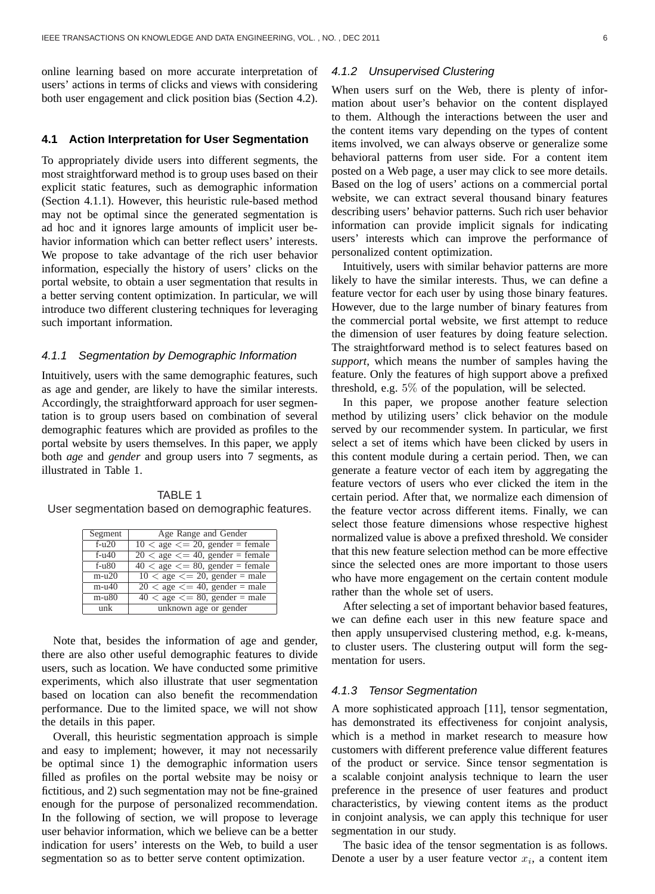online learning based on more accurate interpretation of users' actions in terms of clicks and views with considering both user engagement and click position bias (Section 4.2).

### 4.1 Action Interpretation for User Segmentation

To appropriately divide users into different segments, the most straightforward method is to group uses based on their explicit static features, such as demographic information (Section 4.1.1). However, this heuristic rule-based method may not be optimal since the generated segmentation is ad hoc and it ignores large amounts of implicit user behavior information which can better reflect users' interests. We propose to take advantage of the rich user behavior information, especially the history of users' clicks on the portal website, to obtain a user segmentation that results in a better serving content optimization. In particular, we will introduce two different clustering techniques for leveraging such important information.

#### 4.1.1 Segmentation by Demographic Information

Intuitively, users with the same demographic features, such as age and gender, are likely to have the similar interests. Accordingly, the straightforward approach for user segmentation is to group users based on combination of several demographic features which are provided as profiles to the portal website by users themselves. In this paper, we apply both *age* and *gender* and group users into 7 segments, as illustrated in Table 1.

TABLE 1
User segmentation based on demographic features.

| Segment | Age Range and Gender |
|---|---|
| f-u20 | $10 <$ age $<= 20$, gender = female |
| f-u40 | $20 <$ age $<= 40$, gender = female |
| f-u80 | $40 <$ age $<= 80$, gender = female |
| m-u20 | $10 <$ age $<= 20$, gender = male |
| m-u40 | $20 <$ age $<= 40$, gender = male |
| m-u80 | $40 <$ age $<= 80$, gender = male |
| unk | unknown age or gender |

Note that, besides the information of age and gender, there are also other useful demographic features to divide users, such as location. We have conducted some primitive experiments, which also illustrate that user segmentation based on location can also benefit the recommendation performance. Due to the limited space, we will not show the details in this paper.

Overall, this heuristic segmentation approach is simple and easy to implement; however, it may not necessarily be optimal since 1) the demographic information users filled as profiles on the portal website may be noisy or fictitious, and 2) such segmentation may not be fine-grained enough for the purpose of personalized recommendation. In the following of section, we will propose to leverage user behavior information, which we believe can be a better indication for users' interests on the Web, to build a user segmentation so as to better serve content optimization.

#### 4.1.2 Unsupervised Clustering

When users surf on the Web, there is plenty of information about user's behavior on the content displayed to them. Although the interactions between the user and the content items vary depending on the types of content items involved, we can always observe or generalize some behavioral patterns from user side. For a content item posted on a Web page, a user may click to see more details. Based on the log of users' actions on a commercial portal website, we can extract several thousand binary features describing users' behavior patterns. Such rich user behavior information can provide implicit signals for indicating users' interests which can improve the performance of personalized content optimization.

Intuitively, users with similar behavior patterns are more likely to have the similar interests. Thus, we can define a feature vector for each user by using those binary features. However, due to the large number of binary features from the commercial portal website, we first attempt to reduce the dimension of user features by doing feature selection. The straightforward method is to select features based on *support*, which means the number of samples having the feature. Only the features of high support above a prefixed threshold, e.g. $5\%$ of the population, will be selected.

In this paper, we propose another feature selection method by utilizing users' click behavior on the module served by our recommender system. In particular, we first select a set of items which have been clicked by users in this content module during a certain period. Then, we can generate a feature vector of each item by aggregating the feature vectors of users who ever clicked the item in the certain period. After that, we normalize each dimension of the feature vector across different items. Finally, we can select those feature dimensions whose respective highest normalized value is above a prefixed threshold. We consider that this new feature selection method can be more effective since the selected ones are more important to those users who have more engagement on the certain content module rather than the whole set of users.

After selecting a set of important behavior based features, we can define each user in this new feature space and then apply unsupervised clustering method, e.g. k-means, to cluster users. The clustering output will form the segmentation for users.

#### 4.1.3 Tensor Segmentation

A more sophisticated approach [11], tensor segmentation, has demonstrated its effectiveness for conjoint analysis, which is a method in market research to measure how customers with different preference value different features of the product or service. Since tensor segmentation is a scalable conjoint analysis technique to learn the user preference in the presence of user features and product characteristics, by viewing content items as the product in conjoint analysis, we can apply this technique for user segmentation in our study.

The basic idea of the tensor segmentation is as follows. Denote a user by a user feature vector $x_i$, a content item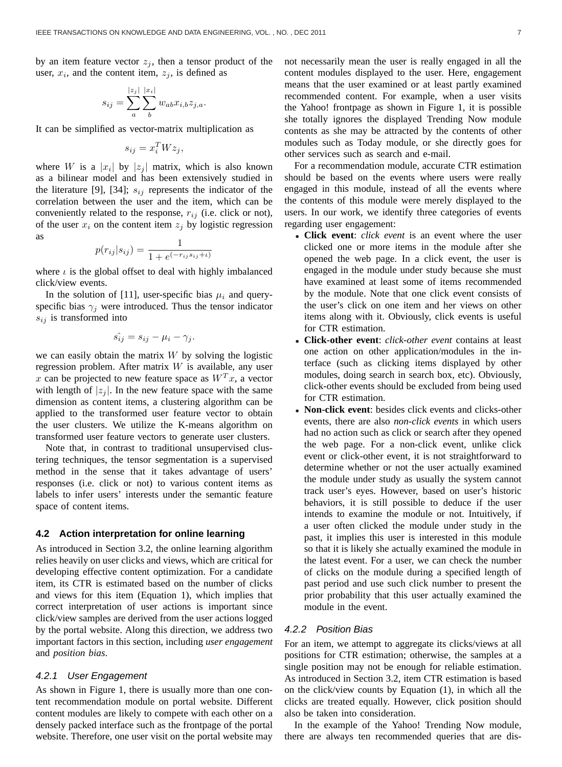by an item feature vector $z_j$, then a tensor product of the user, $x_i$, and the content item, $z_j$, is defined as

$$s_{ij} = \sum_{a}^{|z_j|} \sum_{b}^{|x_i|} w_{ab} x_{i,b} z_{j,a}.$$

It can be simplified as vector-matrix multiplication as

$$s_{ij} = x_i^T W z_j,$$

where $W$ is a $|x_i|$ by $|z_j|$ matrix, which is also known as a bilinear model and has been extensively studied in the literature [9], [34]; $s_{ij}$ represents the indicator of the correlation between the user and the item, which can be conveniently related to the response, $r_{ij}$ (i.e. click or not), of the user $x_i$ on the content item $z_j$ by logistic regression as

$$p(r_{ij}|s_{ij}) = \frac{1}{1 + e^{(-r_{ij} s_{ij} + \iota)}}$$

where $\iota$ is the global offset to deal with highly imbalanced click/view events.

In the solution of [11], user-specific bias $\mu_i$ and query-specific bias $\gamma_j$ were introduced. Thus the tensor indicator $s_{ij}$ is transformed into

$$\hat{s_{ij}} = s_{ij} - \mu_i - \gamma_j.$$

we can easily obtain the matrix $W$ by solving the logistic regression problem. After matrix $W$ is available, any user $x$ can be projected to new feature space as $W^T x$, a vector with length of $|z_j|$. In the new feature space with the same dimension as content items, a clustering algorithm can be applied to the transformed user feature vector to obtain the user clusters. We utilize the K-means algorithm on transformed user feature vectors to generate user clusters.

Note that, in contrast to traditional unsupervised clustering techniques, the tensor segmentation is a supervised method in the sense that it takes advantage of users' responses (i.e. click or not) to various content items as labels to infer users' interests under the semantic feature space of content items.

### 4.2 Action interpretation for online learning

As introduced in Section 3.2, the online learning algorithm relies heavily on user clicks and views, which are critical for developing effective content optimization. For a candidate item, its CTR is estimated based on the number of clicks and views for this item (Equation 1), which implies that correct interpretation of user actions is important since click/view samples are derived from the user actions logged by the portal website. Along this direction, we address two important factors in this section, including *user engagement* and *position bias*.

#### 4.2.1 User Engagement

As shown in Figure 1, there is usually more than one content recommendation module on portal website. Different content modules are likely to compete with each other on a densely packed interface such as the frontpage of the portal website. Therefore, one user visit on the portal website may not necessarily mean the user is really engaged in all the content modules displayed to the user. Here, engagement means that the user examined or at least partly examined recommended content. For example, when a user visits the Yahoo! frontpage as shown in Figure 1, it is possible she totally ignores the displayed Trending Now module contents as she may be attracted by the contents of other modules such as Today module, or she directly goes for other services such as search and e-mail.

For a recommendation module, accurate CTR estimation should be based on the events where users were really engaged in this module, instead of all the events where the contents of this module were merely displayed to the users. In our work, we identify three categories of events regarding user engagement:

- **Click event**: *click event* is an event where the user clicked one or more items in the module after she opened the web page. In a click event, the user is engaged in the module under study because she must have examined at least some of items recommended by the module. Note that one click event consists of the user's click on one item and her views on other items along with it. Obviously, click events is useful for CTR estimation.
- **Click-other event**: *click-other event* contains at least one action on other application/modules in the interface (such as clicking items displayed by other modules, doing search in search box, etc). Obviously, click-other events should be excluded from being used for CTR estimation.
- **Non-click event**: besides click events and clicks-other events, there are also *non-click events* in which users had no action such as click or search after they opened the web page. For a non-click event, unlike click event or click-other event, it is not straightforward to determine whether or not the user actually examined the module under study as usually the system cannot track user's eyes. However, based on user's historic behaviors, it is still possible to deduce if the user intends to examine the module or not. Intuitively, if a user often clicked the module under study in the past, it implies this user is interested in this module so that it is likely she actually examined the module in the latest event. For a user, we can check the number of clicks on the module during a specified length of past period and use such click number to present the prior probability that this user actually examined the module in the event.

#### 4.2.2 Position Bias

For an item, we attempt to aggregate its clicks/views at all positions for CTR estimation; otherwise, the samples at a single position may not be enough for reliable estimation. As introduced in Section 3.2, item CTR estimation is based on the click/view counts by Equation (1), in which all the clicks are treated equally. However, click position should also be taken into consideration.

In the example of the Yahoo! Trending Now module, there are always ten recommended queries that are dis-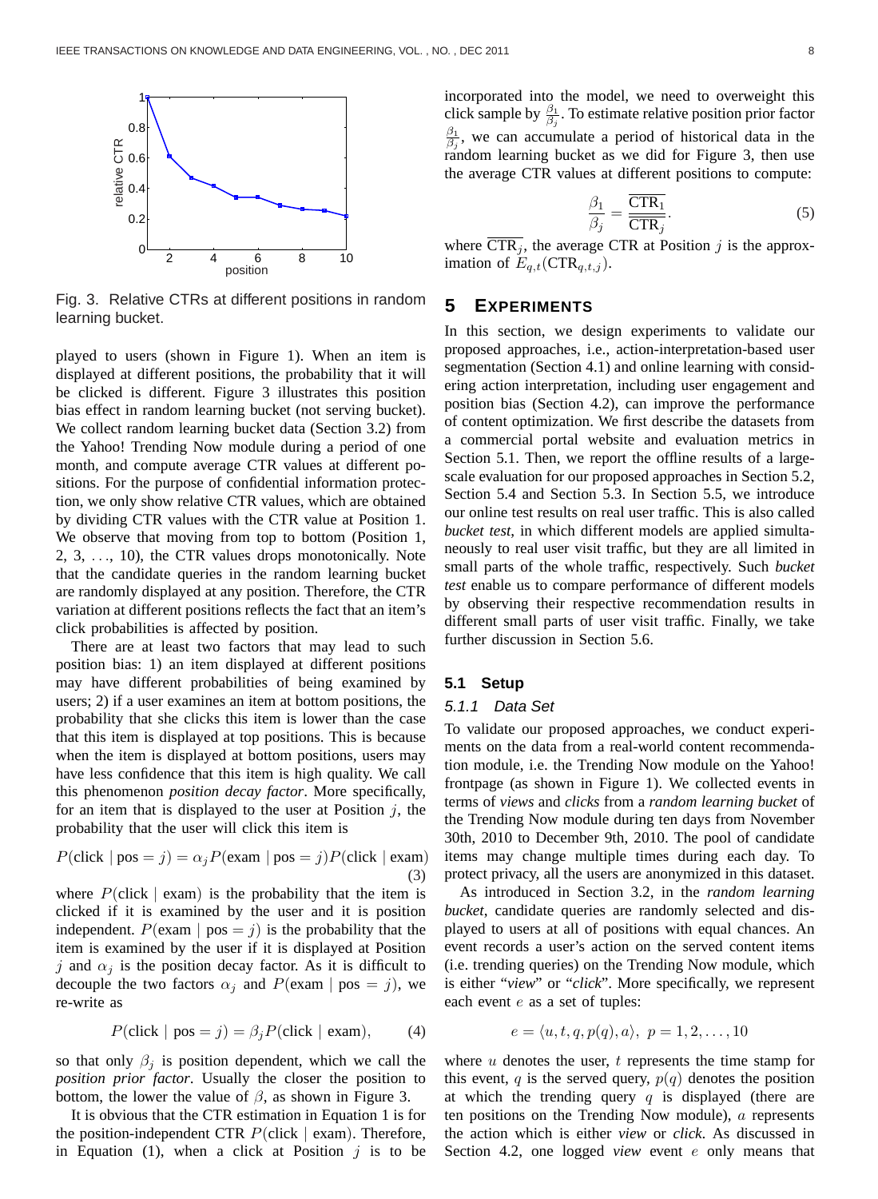Fig. 3. Relative CTRs at different positions in random learning bucket.

played to users (shown in Figure 1). When an item is displayed at different positions, the probability that it will be clicked is different. Figure 3 illustrates this position bias effect in random learning bucket (not serving bucket). We collect random learning bucket data (Section 3.2) from the Yahoo! Trending Now module during a period of one month, and compute average CTR values at different positions. For the purpose of confidential information protection, we only show relative CTR values, which are obtained by dividing CTR values with the CTR value at Position 1. We observe that moving from top to bottom (Position 1, 2, 3, ..., 10), the CTR values drops monotonically. Note that the candidate queries in the random learning bucket are randomly displayed at any position. Therefore, the CTR variation at different positions reflects the fact that an item's click probabilities is affected by position.

There are at least two factors that may lead to such position bias: 1) an item displayed at different positions may have different probabilities of being examined by users; 2) if a user examines an item at bottom positions, the probability that she clicks this item is lower than the case that this item is displayed at top positions. This is because when the item is displayed at bottom positions, users may have less confidence that this item is high quality. We call this phenomenon *position decay factor*. More specifically, for an item that is displayed to the user at Position $j$, the probability that the user will click this item is

$$P(\text{click} \mid \text{pos} = j) = \alpha_j P(\text{exam} \mid \text{pos} = j) P(\text{click} \mid \text{exam}) \tag{3}$$

where $P(\text{click} \mid \text{exam})$ is the probability that the item is clicked if it is examined by the user and it is position independent. $P(\text{exam} \mid \text{pos} = j)$ is the probability that the item is examined by the user if it is displayed at Position $j$ and $\alpha_j$ is the position decay factor. As it is difficult to decouple the two factors $\alpha_j$ and $P(\text{exam} \mid \text{pos} = j)$, we re-write as

$$P(\text{click} \mid \text{pos} = j) = \beta_j P(\text{click} \mid \text{exam}), \tag{4}$$

so that only $\beta_j$ is position dependent, which we call the *position prior factor*. Usually the closer the position to bottom, the lower the value of $\beta$, as shown in Figure 3.

It is obvious that the CTR estimation in Equation 1 is for the position-independent CTR $P(\text{click} \mid \text{exam})$. Therefore, in Equation (1), when a click at Position $j$ is to be incorporated into the model, we need to overweight this click sample by $\frac{\beta_1}{\beta_j}$. To estimate relative position prior factor $\frac{\beta_1}{\beta_j}$, we can accumulate a period of historical data in the random learning bucket as we did for Figure 3, then use the average CTR values at different positions to compute:

$$\frac{\beta_1}{\beta_j} = \frac{\overline{\text{CTR}_1}}{\overline{\text{CTR}_j}}. \tag{5}$$

where $\overline{\text{CTR}_j}$, the average CTR at Position $j$ is the approximation of $E_{q,t}(\text{CTR}_{q,t,j})$.

# 5 Experiments

In this section, we design experiments to validate our proposed approaches, i.e., action-interpretation-based user segmentation (Section 4.1) and online learning with considering action interpretation, including user engagement and position bias (Section 4.2), can improve the performance of content optimization. We first describe the datasets from a commercial portal website and evaluation metrics in Section 5.1. Then, we report the offline results of a large-scale evaluation for our proposed approaches in Section 5.2, Section 5.4 and Section 5.3. In Section 5.5, we introduce our online test results on real user traffic. This is also called *bucket test*, in which different models are applied simultaneously to real user visit traffic, but they are all limited in small parts of the whole traffic, respectively. Such *bucket test* enable us to compare performance of different models by observing their respective recommendation results in different small parts of user visit traffic. Finally, we take further discussion in Section 5.6.

## 5.1 Setup

### 5.1.1 Data Set

To validate our proposed approaches, we conduct experiments on the data from a real-world content recommendation module, i.e. the Trending Now module on the Yahoo! frontpage (as shown in Figure 1). We collected events in terms of *views* and *clicks* from a *random learning bucket* of the Trending Now module during ten days from November 30th, 2010 to December 9th, 2010. The pool of candidate items may change multiple times during each day. To protect privacy, all the users are anonymized in this dataset.

As introduced in Section 3.2, in the *random learning bucket*, candidate queries are randomly selected and displayed to users at all of positions with equal chances. An event records a user's action on the served content items (i.e. trending queries) on the Trending Now module, which is either "*view*" or "*click*". More specifically, we represent each event $e$ as a set of tuples:

$$e = \langle u, t, q, p(q), a \rangle, \ p = 1, 2, \ldots, 10$$

where $u$ denotes the user, $t$ represents the time stamp for this event, $q$ is the served query, $p(q)$ denotes the position at which the trending query $q$ is displayed (there are ten positions on the Trending Now module), $a$ represents the action which is either *view* or *click*. As discussed in Section 4.2, one logged *view* event $e$ only means that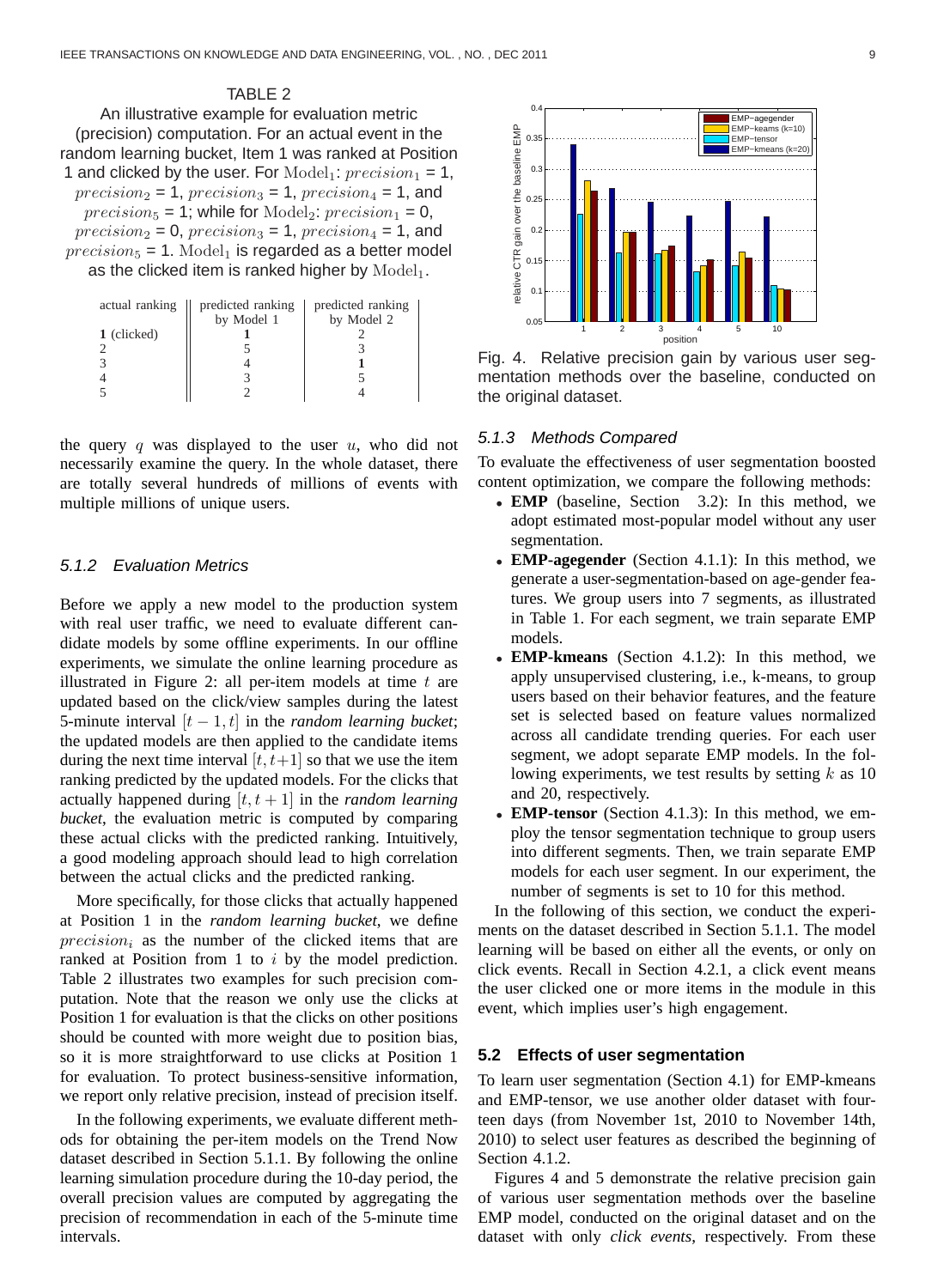TABLE 2

An illustrative example for evaluation metric (precision) computation. For an actual event in the random learning bucket, Item 1 was ranked at Position 1 and clicked by the user. For $\mathrm{Model}_1$: $precision_1$ = 1, $precision_2$ = 1, $precision_3$ = 1, $precision_4$ = 1, and $precision_5$ = 1; while for $\mathrm{Model}_2$: $precision_1$ = 0, $precision_2$ = 0, $precision_3$ = 1, $precision_4$ = 1, and $precision_5$ = 1. $\mathrm{Model}_1$ is regarded as a better model as the clicked item is ranked higher by $\mathrm{Model}_1$.

| actual ranking | predicted ranking by Model 1 | predicted ranking by Model 2 |
|---|---|---|
| **1** (clicked) | **1** | 2 |
| 2 | 5 | 3 |
| 3 | 4 | **1** |
| 4 | 3 | 5 |
| 5 | 2 | 4 |

the query $q$ was displayed to the user $u$, who did not necessarily examine the query. In the whole dataset, there are totally several hundreds of millions of events with multiple millions of unique users.

### 5.1.2 Evaluation Metrics

Before we apply a new model to the production system with real user traffic, we need to evaluate different candidate models by some offline experiments. In our offline experiments, we simulate the online learning procedure as illustrated in Figure 2: all per-item models at time $t$ are updated based on the click/view samples during the latest 5-minute interval $[t-1, t]$ in the *random learning bucket*; the updated models are then applied to the candidate items during the next time interval $[t, t+1]$ so that we use the item ranking predicted by the updated models. For the clicks that actually happened during $[t, t+1]$ in the *random learning bucket*, the evaluation metric is computed by comparing these actual clicks with the predicted ranking. Intuitively, a good modeling approach should lead to high correlation between the actual clicks and the predicted ranking.

More specifically, for those clicks that actually happened at Position 1 in the *random learning bucket*, we define $precision_i$ as the number of the clicked items that are ranked at Position from 1 to $i$ by the model prediction. Table 2 illustrates two examples for such precision computation. Note that the reason we only use the clicks at Position 1 for evaluation is that the clicks on other positions should be counted with more weight due to position bias, so it is more straightforward to use clicks at Position 1 for evaluation. To protect business-sensitive information, we report only relative precision, instead of precision itself.

In the following experiments, we evaluate different methods for obtaining the per-item models on the Trend Now dataset described in Section 5.1.1. By following the online learning simulation procedure during the 10-day period, the overall precision values are computed by aggregating the precision of recommendation in each of the 5-minute time intervals.

Fig. 4. Relative precision gain by various user segmentation methods over the baseline, conducted on the original dataset.

### 5.1.3 Methods Compared

To evaluate the effectiveness of user segmentation boosted content optimization, we compare the following methods:

- **EMP** (baseline, Section 3.2): In this method, we adopt estimated most-popular model without any user segmentation.
- **EMP-agegender** (Section 4.1.1): In this method, we generate a user-segmentation-based on age-gender features. We group users into 7 segments, as illustrated in Table 1. For each segment, we train separate EMP models.
- **EMP-kmeans** (Section 4.1.2): In this method, we apply unsupervised clustering, i.e., k-means, to group users based on their behavior features, and the feature set is selected based on feature values normalized across all candidate trending queries. For each user segment, we adopt separate EMP models. In the following experiments, we test results by setting $k$ as 10 and 20, respectively.
- **EMP-tensor** (Section 4.1.3): In this method, we employ the tensor segmentation technique to group users into different segments. Then, we train separate EMP models for each user segment. In our experiment, the number of segments is set to 10 for this method.

In the following of this section, we conduct the experiments on the dataset described in Section 5.1.1. The model learning will be based on either all the events, or only on click events. Recall in Section 4.2.1, a click event means the user clicked one or more items in the module in this event, which implies user's high engagement.

## 5.2 Effects of user segmentation

To learn user segmentation (Section 4.1) for EMP-kmeans and EMP-tensor, we use another older dataset with fourteen days (from November 1st, 2010 to November 14th, 2010) to select user features as described the beginning of Section 4.1.2.

Figures 4 and 5 demonstrate the relative precision gain of various user segmentation methods over the baseline EMP model, conducted on the original dataset and on the dataset with only *click events*, respectively. From these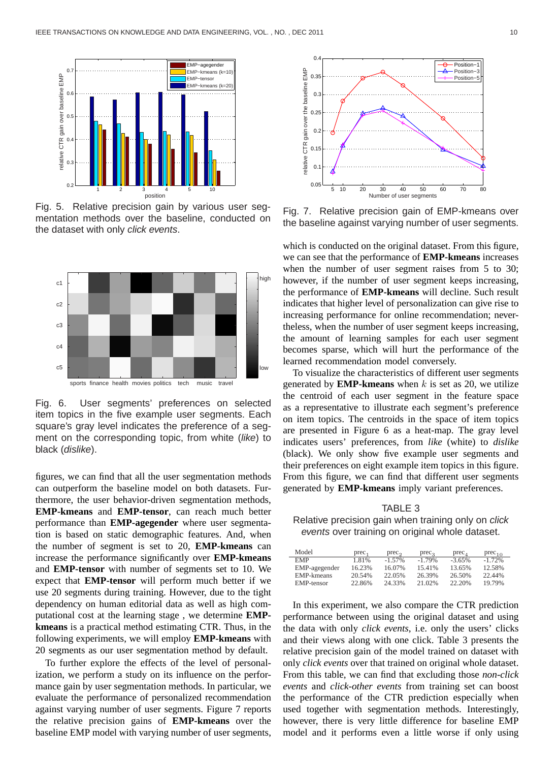Fig. 5. Relative precision gain by various user segmentation methods over the baseline, conducted on the dataset with only *click events*.

Fig. 6. User segments' preferences on selected item topics in the five example user segments. Each square's gray level indicates the preference of a segment on the corresponding topic, from white (*like*) to black (*dislike*).

figures, we can find that all the user segmentation methods can outperform the baseline model on both datasets. Furthermore, the user behavior-driven segmentation methods, **EMP-kmeans** and **EMP-tensor**, can reach much better performance than **EMP-agegender** where user segmentation is based on static demographic features. And, when the number of segment is set to 20, **EMP-kmeans** can increase the performance significantly over **EMP-kmeans** and **EMP-tensor** with number of segments set to 10. We expect that **EMP-tensor** will perform much better if we use 20 segments during training. However, due to the tight dependency on human editorial data as well as high computational cost at the learning stage , we determine **EMP-kmeans** is a practical method estimating CTR. Thus, in the following experiments, we will employ **EMP-kmeans** with 20 segments as our user segmentation method by default.

To further explore the effects of the level of personalization, we perform a study on its influence on the performance gain by user segmentation methods. In particular, we evaluate the performance of personalized recommendation against varying number of user segments. Figure 7 reports the relative precision gains of **EMP-kmeans** over the baseline EMP model with varying number of user segments,

Fig. 7. Relative precision gain of EMP-kmeans over the baseline against varying number of user segments.

which is conducted on the original dataset. From this figure, we can see that the performance of **EMP-kmeans** increases when the number of user segment raises from 5 to 30; however, if the number of user segment keeps increasing, the performance of **EMP-kmeans** will decline. Such result indicates that higher level of personalization can give rise to increasing performance for online recommendation; nevertheless, when the number of user segment keeps increasing, the amount of learning samples for each user segment becomes sparse, which will hurt the performance of the learned recommendation model conversely.

To visualize the characteristics of different user segments generated by **EMP-kmeans** when $k$ is set as 20, we utilize the centroid of each user segment in the feature space as a representative to illustrate each segment's preference on item topics. The centroids in the space of item topics are presented in Figure 6 as a heat-map. The gray level indicates users' preferences, from *like* (white) to *dislike* (black). We only show five example user segments and their preferences on eight example item topics in this figure. From this figure, we can find that different user segments generated by **EMP-kmeans** imply variant preferences.

TABLE 3
Relative precision gain when training only on *click events* over training on original whole dataset.

| Model | $prec_1$ | $prec_2$ | $prec_3$ | $prec_4$ | $prec_{10}$ |
|---|---|---|---|---|---|
| EMP | 1.81% | -1.57% | -1.79% | -3.65% | -1.72% |
| EMP-agegender | 16.23% | 16.07% | 15.41% | 13.65% | 12.58% |
| EMP-kmeans | 20.54% | 22.05% | 26.39% | 26.50% | 22.44% |
| EMP-tensor | 22.86% | 24.33% | 21.02% | 22.20% | 19.79% |

In this experiment, we also compare the CTR prediction performance between using the original dataset and using the data with only *click events*, i.e. only the users' clicks and their views along with one click. Table 3 presents the relative precision gain of the model trained on dataset with only *click events* over that trained on original whole dataset. From this table, we can find that excluding those *non-click events* and *click-other events* from training set can boost the performance of the CTR prediction especially when used together with segmentation methods. Interestingly, however, there is very little difference for baseline EMP model and it performs even a little worse if only using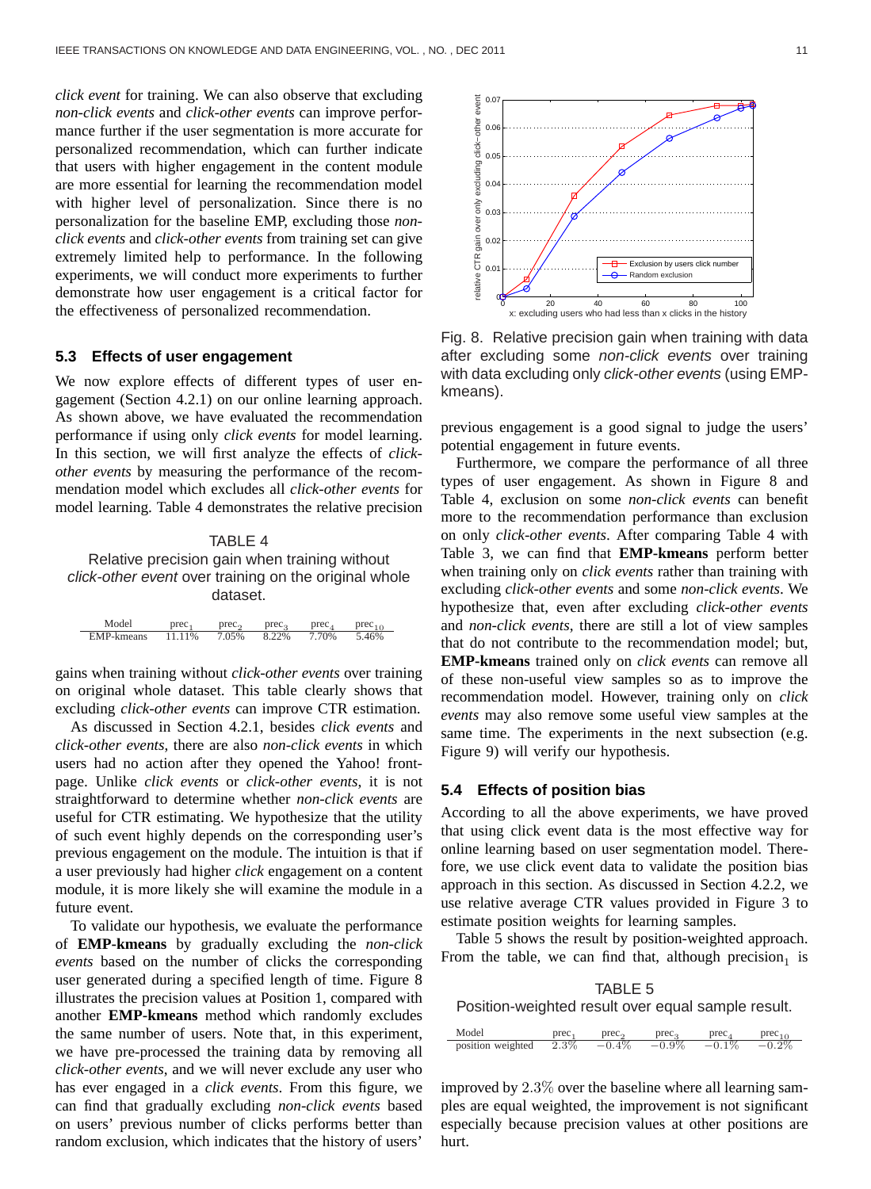*click event* for training. We can also observe that excluding *non-click events* and *click-other events* can improve performance further if the user segmentation is more accurate for personalized recommendation, which can further indicate that users with higher engagement in the content module are more essential for learning the recommendation model with higher level of personalization. Since there is no personalization for the baseline EMP, excluding those *non-click events* and *click-other events* from training set can give extremely limited help to performance. In the following experiments, we will conduct more experiments to further demonstrate how user engagement is a critical factor for the effectiveness of personalized recommendation.

### 5.3 Effects of user engagement

We now explore effects of different types of user engagement (Section 4.2.1) on our online learning approach. As shown above, we have evaluated the recommendation performance if using only *click events* for model learning. In this section, we will first analyze the effects of *click-other events* by measuring the performance of the recommendation model which excludes all *click-other events* for model learning. Table 4 demonstrates the relative precision gains when training without *click-other events* over training on original whole dataset. This table clearly shows that excluding *click-other events* can improve CTR estimation.

TABLE 4
Relative precision gain when training without *click-other event* over training on the original whole dataset.

| Model | $prec_1$ | $prec_2$ | $prec_3$ | $prec_4$ | $prec_{10}$ |
|---|---|---|---|---|---|
| EMP-kmeans | 11.11% | 7.05% | 8.22% | 7.70% | 5.46% |

As discussed in Section 4.2.1, besides *click events* and *click-other events*, there are also *non-click events* in which users had no action after they opened the Yahoo! frontpage. Unlike *click events* or *click-other events*, it is not straightforward to determine whether *non-click events* are useful for CTR estimating. We hypothesize that the utility of such event highly depends on the corresponding user's previous engagement on the module. The intuition is that if a user previously had higher *click* engagement on a content module, it is more likely she will examine the module in a future event.

To validate our hypothesis, we evaluate the performance of **EMP-kmeans** by gradually excluding the *non-click events* based on the number of clicks the corresponding user generated during a specified length of time. Figure 8 illustrates the precision values at Position 1, compared with another **EMP-kmeans** method which randomly excludes the same number of users. Note that, in this experiment, we have pre-processed the training data by removing all *click-other events*, and we will never exclude any user who has ever engaged in a *click events*. From this figure, we can find that gradually excluding *non-click events* based on users' previous number of clicks performs better than random exclusion, which indicates that the history of users' previous engagement is a good signal to judge the users' potential engagement in future events.

Fig. 8. Relative precision gain when training with data after excluding some *non-click events* over training with data excluding only *click-other events* (using EMP-kmeans).

Furthermore, we compare the performance of all three types of user engagement. As shown in Figure 8 and Table 4, exclusion on some *non-click events* can benefit more to the recommendation performance than exclusion on only *click-other events*. After comparing Table 4 with Table 3, we can find that **EMP-kmeans** perform better when training only on *click events* rather than training with excluding *click-other events* and some *non-click events*. We hypothesize that, even after excluding *click-other events* and *non-click events*, there are still a lot of view samples that do not contribute to the recommendation model; but, **EMP-kmeans** trained only on *click events* can remove all of these non-useful view samples so as to improve the recommendation model. However, training only on *click events* may also remove some useful view samples at the same time. The experiments in the next subsection (e.g. Figure 9) will verify our hypothesis.

### 5.4 Effects of position bias

According to all the above experiments, we have proved that using click event data is the most effective way for online learning based on user segmentation model. Therefore, we use click event data to validate the position bias approach in this section. As discussed in Section 4.2.2, we use relative average CTR values provided in Figure 3 to estimate position weights for learning samples.

Table 5 shows the result by position-weighted approach. From the table, we can find that, although $precision_1$ is improved by $2.3\%$ over the baseline where all learning samples are equal weighted, the improvement is not significant especially because precision values at other positions are hurt.

TABLE 5
Position-weighted result over equal sample result.

| Model | $prec_1$ | $prec_2$ | $prec_3$ | $prec_4$ | $prec_{10}$ |
|---|---|---|---|---|---|
| position weighted | $2.3\%$ | $-0.4\%$ | $-0.9\%$ | $-0.1\%$ | $-0.2\%$ |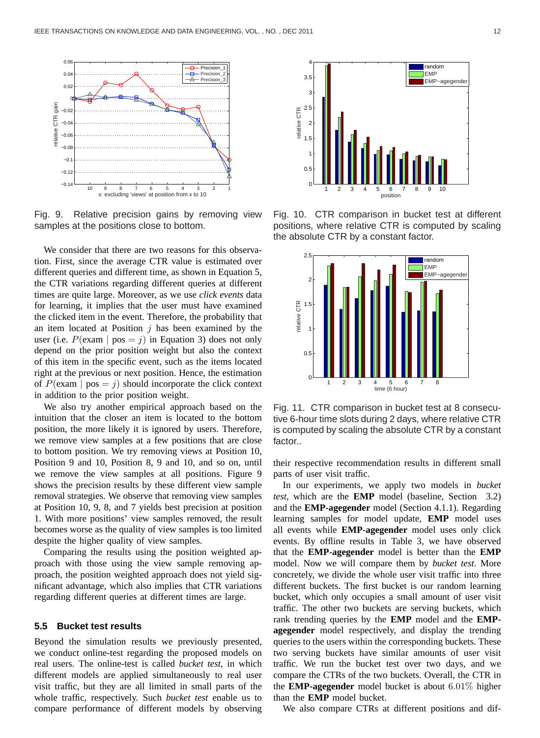Fig. 9. Relative precision gains by removing view samples at the positions close to bottom.

Fig. 10. CTR comparison in bucket test at different positions, where relative CTR is computed by scaling the absolute CTR by a constant factor.

Fig. 11. CTR comparison in bucket test at 8 consecutive 6-hour time slots during 2 days, where relative CTR is computed by scaling the absolute CTR by a constant factor..

We consider that there are two reasons for this observation. First, since the average CTR value is estimated over different queries and different time, as shown in Equation 5, the CTR variations regarding different queries at different times are quite large. Moreover, as we use *click events* data for learning, it implies that the user must have examined the clicked item in the event. Therefore, the probability that an item located at Position $j$ has been examined by the user (i.e. $P(\text{exam} \mid \text{pos} = j)$ in Equation 3) does not only depend on the prior position weight but also the context of this item in the specific event, such as the items located right at the previous or next position. Hence, the estimation of $P(\text{exam} \mid \text{pos} = j)$ should incorporate the click context in addition to the prior position weight.

We also try another empirical approach based on the intuition that the closer an item is located to the bottom position, the more likely it is ignored by users. Therefore, we remove view samples at a few positions that are close to bottom position. We try removing views at Position 10, Position 9 and 10, Position 8, 9 and 10, and so on, until we remove the view samples at all positions. Figure 9 shows the precision results by these different view sample removal strategies. We observe that removing view samples at Position 10, 9, 8, and 7 yields best precision at position 1. With more positions' view samples removed, the result becomes worse as the quality of view samples is too limited despite the higher quality of view samples.

Comparing the results using the position weighted approach with those using the view sample removing approach, the position weighted approach does not yield significant advantage, which also implies that CTR variations regarding different queries at different times are large.

### 5.5 Bucket test results

Beyond the simulation results we previously presented, we conduct online-test regarding the proposed models on real users. The online-test is called *bucket test*, in which different models are applied simultaneously to real user visit traffic, but they are all limited in small parts of the whole traffic, respectively. Such *bucket test* enable us to compare performance of different models by observing their respective recommendation results in different small parts of user visit traffic.

In our experiments, we apply two models in *bucket test*, which are the **EMP** model (baseline, Section 3.2) and the **EMP-agegender** model (Section 4.1.1). Regarding learning samples for model update, **EMP** model uses all events while **EMP-agegender** model uses only click events. By offline results in Table 3, we have observed that the **EMP-agegender** model is better than the **EMP** model. Now we will compare them by *bucket test*. More concretely, we divide the whole user visit traffic into three different buckets. The first bucket is our random learning bucket, which only occupies a small amount of user visit traffic. The other two buckets are serving buckets, which rank trending queries by the **EMP** model and the **EMP-agegender** model respectively, and display the trending queries to the users within the corresponding buckets. These two serving buckets have similar amounts of user visit traffic. We run the bucket test over two days, and we compare the CTRs of the two buckets. Overall, the CTR in the **EMP-agegender** model bucket is about $6.01\%$ higher than the **EMP** model bucket.

We also compare CTRs at different positions and dif-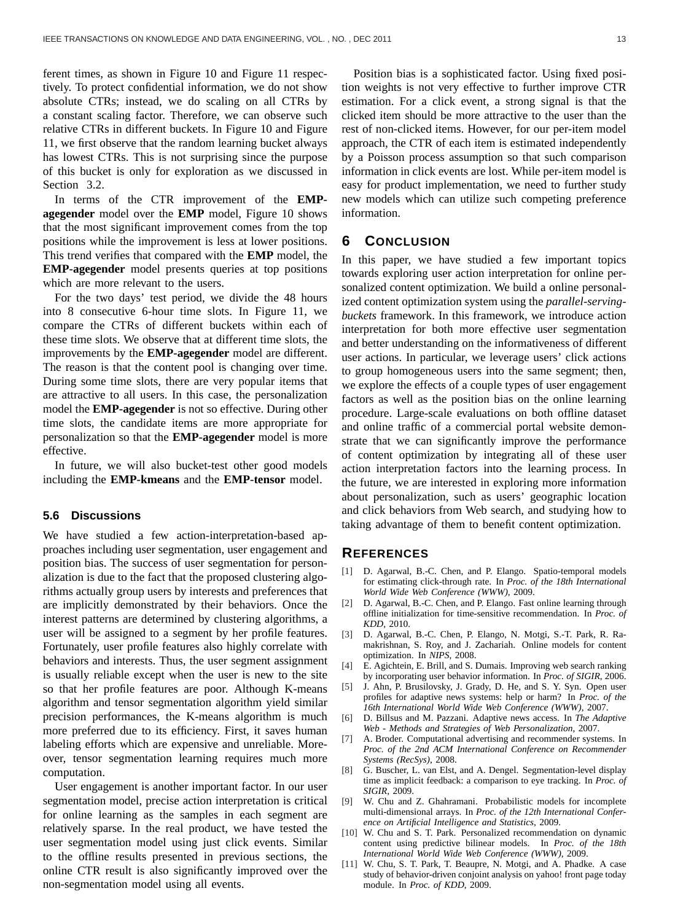ferent times, as shown in Figure 10 and Figure 11 respectively. To protect confidential information, we do not show absolute CTRs; instead, we do scaling on all CTRs by a constant scaling factor. Therefore, we can observe such relative CTRs in different buckets. In Figure 10 and Figure 11, we first observe that the random learning bucket always has lowest CTRs. This is not surprising since the purpose of this bucket is only for exploration as we discussed in Section 3.2.

In terms of the CTR improvement of the **EMP-agegender** model over the **EMP** model, Figure 10 shows that the most significant improvement comes from the top positions while the improvement is less at lower positions. This trend verifies that compared with the **EMP** model, the **EMP-agegender** model presents queries at top positions which are more relevant to the users.

For the two days' test period, we divide the 48 hours into 8 consecutive 6-hour time slots. In Figure 11, we compare the CTRs of different buckets within each of these time slots. We observe that at different time slots, the improvements by the **EMP-agegender** model are different. The reason is that the content pool is changing over time. During some time slots, there are very popular items that are attractive to all users. In this case, the personalization model the **EMP-agegender** is not so effective. During other time slots, the candidate items are more appropriate for personalization so that the **EMP-agegender** model is more effective.

In future, we will also bucket-test other good models including the **EMP-kmeans** and the **EMP-tensor** model.

### 5.6 Discussions

We have studied a few action-interpretation-based approaches including user segmentation, user engagement and position bias. The success of user segmentation for personalization is due to the fact that the proposed clustering algorithms actually group users by interests and preferences that are implicitly demonstrated by their behaviors. Once the interest patterns are determined by clustering algorithms, a user will be assigned to a segment by her profile features. Fortunately, user profile features also highly correlate with behaviors and interests. Thus, the user segment assignment is usually reliable except when the user is new to the site so that her profile features are poor. Although K-means algorithm and tensor segmentation algorithm yield similar precision performances, the K-means algorithm is much more preferred due to its efficiency. First, it saves human labeling efforts which are expensive and unreliable. Moreover, tensor segmentation learning requires much more computation.

User engagement is another important factor. In our user segmentation model, precise action interpretation is critical for online learning as the samples in each segment are relatively sparse. In the real product, we have tested the user segmentation model using just click events. Similar to the offline results presented in previous sections, the online CTR result is also significantly improved over the non-segmentation model using all events.

Position bias is a sophisticated factor. Using fixed position weights is not very effective to further improve CTR estimation. For a click event, a strong signal is that the clicked item should be more attractive to the user than the rest of non-clicked items. However, for our per-item model approach, the CTR of each item is estimated independently by a Poisson process assumption so that such comparison information in click events are lost. While per-item model is easy for product implementation, we need to further study new models which can utilize such competing preference information.

## 6 Conclusion

In this paper, we have studied a few important topics towards exploring user action interpretation for online personalized content optimization. We build a online personalized content optimization system using the *parallel-serving-buckets* framework. In this framework, we introduce action interpretation for both more effective user segmentation and better understanding on the informativeness of different user actions. In particular, we leverage users' click actions to group homogeneous users into the same segment; then, we explore the effects of a couple types of user engagement factors as well as the position bias on the online learning procedure. Large-scale evaluations on both offline dataset and online traffic of a commercial portal website demonstrate that we can significantly improve the performance of content optimization by integrating all of these user action interpretation factors into the learning process. In the future, we are interested in exploring more information about personalization, such as users' geographic location and click behaviors from Web search, and studying how to taking advantage of them to benefit content optimization.

## References

[1] D. Agarwal, B.-C. Chen, and P. Elango. Spatio-temporal models for estimating click-through rate. In *Proc. of the 18th International World Wide Web Conference (WWW)*, 2009.

[2] D. Agarwal, B.-C. Chen, and P. Elango. Fast online learning through offline initialization for time-sensitive recommendation. In *Proc. of KDD*, 2010.

[3] D. Agarwal, B.-C. Chen, P. Elango, N. Motgi, S.-T. Park, R. Ramakrishnan, S. Roy, and J. Zachariah. Online models for content optimization. In *NIPS*, 2008.

[4] E. Agichtein, E. Brill, and S. Dumais. Improving web search ranking by incorporating user behavior information. In *Proc. of SIGIR*, 2006.

[5] J. Ahn, P. Brusilovsky, J. Grady, D. He, and S. Y. Syn. Open user profiles for adaptive news systems: help or harm? In *Proc. of the 16th International World Wide Web Conference (WWW)*, 2007.

[6] D. Billsus and M. Pazzani. Adaptive news access. In *The Adaptive Web - Methods and Strategies of Web Personalization*, 2007.

[7] A. Broder. Computational advertising and recommender systems. In *Proc. of the 2nd ACM International Conference on Recommender Systems (RecSys)*, 2008.

[8] G. Buscher, L. van Elst, and A. Dengel. Segmentation-level display time as implicit feedback: a comparison to eye tracking. In *Proc. of SIGIR*, 2009.

[9] W. Chu and Z. Ghahramani. Probabilistic models for incomplete multi-dimensional arrays. In *Proc. of the 12th International Conference on Artificial Intelligence and Statistics*, 2009.

[10] W. Chu and S. T. Park. Personalized recommendation on dynamic content using predictive bilinear models. In *Proc. of the 18th International World Wide Web Conference (WWW)*, 2009.

[11] W. Chu, S. T. Park, T. Beaupre, N. Motgi, and A. Phadke. A case study of behavior-driven conjoint analysis on yahoo! front page today module. In *Proc. of KDD*, 2009.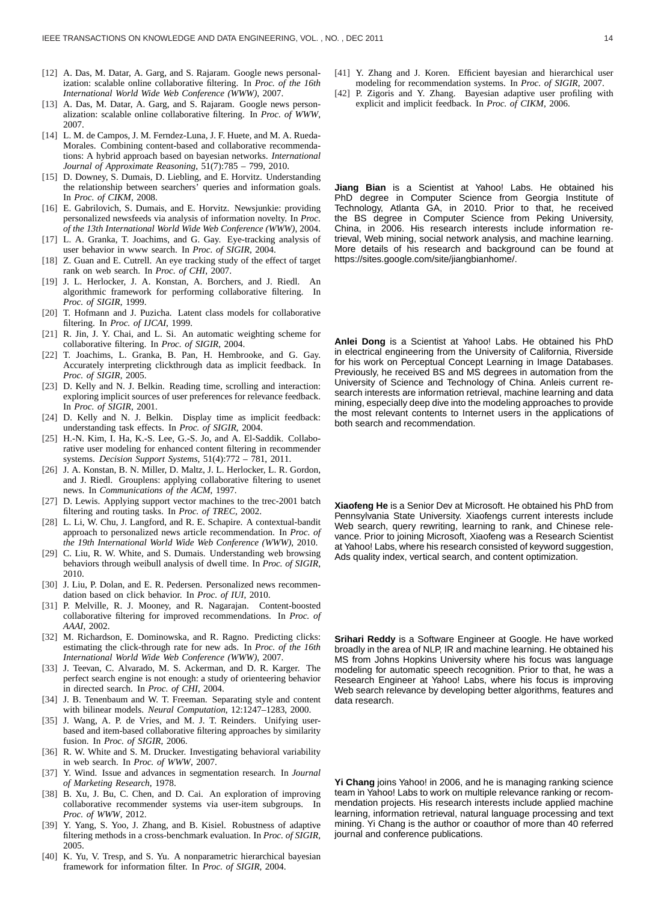[12] A. Das, M. Datar, A. Garg, and S. Rajaram. Google news personalization: scalable online collaborative filtering. In *Proc. of the 16th International World Wide Web Conference (WWW)*, 2007.

[13] A. Das, M. Datar, A. Garg, and S. Rajaram. Google news personalization: scalable online collaborative filtering. In *Proc. of WWW*, 2007.

[14] L. M. de Campos, J. M. Ferndez-Luna, J. F. Huete, and M. A. Rueda-Morales. Combining content-based and collaborative recommendations: A hybrid approach based on bayesian networks. *International Journal of Approximate Reasoning*, 51(7):785 – 799, 2010.

[15] D. Downey, S. Dumais, D. Liebling, and E. Horvitz. Understanding the relationship between searchers' queries and information goals. In *Proc. of CIKM*, 2008.

[16] E. Gabrilovich, S. Dumais, and E. Horvitz. Newsjunkie: providing personalized newsfeeds via analysis of information novelty. In *Proc. of the 13th International World Wide Web Conference (WWW)*, 2004.

[17] L. A. Granka, T. Joachims, and G. Gay. Eye-tracking analysis of user behavior in www search. In *Proc. of SIGIR*, 2004.

[18] Z. Guan and E. Cutrell. An eye tracking study of the effect of target rank on web search. In *Proc. of CHI*, 2007.

[19] J. L. Herlocker, J. A. Konstan, A. Borchers, and J. Riedl. An algorithmic framework for performing collaborative filtering. In *Proc. of SIGIR*, 1999.

[20] T. Hofmann and J. Puzicha. Latent class models for collaborative filtering. In *Proc. of IJCAI*, 1999.

[21] R. Jin, J. Y. Chai, and L. Si. An automatic weighting scheme for collaborative filtering. In *Proc. of SIGIR*, 2004.

[22] T. Joachims, L. Granka, B. Pan, H. Hembrooke, and G. Gay. Accurately interpreting clickthrough data as implicit feedback. In *Proc. of SIGIR*, 2005.

[23] D. Kelly and N. J. Belkin. Reading time, scrolling and interaction: exploring implicit sources of user preferences for relevance feedback. In *Proc. of SIGIR*, 2001.

[24] D. Kelly and N. J. Belkin. Display time as implicit feedback: understanding task effects. In *Proc. of SIGIR*, 2004.

[25] H.-N. Kim, I. Ha, K.-S. Lee, G.-S. Jo, and A. El-Saddik. Collaborative user modeling for enhanced content filtering in recommender systems. *Decision Support Systems*, 51(4):772 – 781, 2011.

[26] J. A. Konstan, B. N. Miller, D. Maltz, J. L. Herlocker, L. R. Gordon, and J. Riedl. Grouplens: applying collaborative filtering to usenet news. In *Communications of the ACM*, 1997.

[27] D. Lewis. Applying support vector machines to the trec-2001 batch filtering and routing tasks. In *Proc. of TREC*, 2002.

[28] L. Li, W. Chu, J. Langford, and R. E. Schapire. A contextual-bandit approach to personalized news article recommendation. In *Proc. of the 19th International World Wide Web Conference (WWW)*, 2010.

[29] C. Liu, R. W. White, and S. Dumais. Understanding web browsing behaviors through weibull analysis of dwell time. In *Proc. of SIGIR*, 2010.

[30] J. Liu, P. Dolan, and E. R. Pedersen. Personalized news recommendation based on click behavior. In *Proc. of IUI*, 2010.

[31] P. Melville, R. J. Mooney, and R. Nagarajan. Content-boosted collaborative filtering for improved recommendations. In *Proc. of AAAI*, 2002.

[32] M. Richardson, E. Dominowska, and R. Ragno. Predicting clicks: estimating the click-through rate for new ads. In *Proc. of the 16th International World Wide Web Conference (WWW)*, 2007.

[33] J. Teevan, C. Alvarado, M. S. Ackerman, and D. R. Karger. The perfect search engine is not enough: a study of orienteering behavior in directed search. In *Proc. of CHI*, 2004.

[34] J. B. Tenenbaum and W. T. Freeman. Separating style and content with bilinear models. *Neural Computation*, 12:1247–1283, 2000.

[35] J. Wang, A. P. de Vries, and M. J. T. Reinders. Unifying user-based and item-based collaborative filtering approaches by similarity fusion. In *Proc. of SIGIR*, 2006.

[36] R. W. White and S. M. Drucker. Investigating behavioral variability in web search. In *Proc. of WWW*, 2007.

[37] Y. Wind. Issue and advances in segmentation research. In *Journal of Marketing Research*, 1978.

[38] B. Xu, J. Bu, C. Chen, and D. Cai. An exploration of improving collaborative recommender systems via user-item subgroups. In *Proc. of WWW*, 2012.

[39] Y. Yang, S. Yoo, J. Zhang, and B. Kisiel. Robustness of adaptive filtering methods in a cross-benchmark evaluation. In *Proc. of SIGIR*, 2005.

[40] K. Yu, V. Tresp, and S. Yu. A nonparametric hierarchical bayesian framework for information filter. In *Proc. of SIGIR*, 2004.

[41] Y. Zhang and J. Koren. Efficient bayesian and hierarchical user modeling for recommendation systems. In *Proc. of SIGIR*, 2007.

[42] P. Zigoris and Y. Zhang. Bayesian adaptive user profiling with explicit and implicit feedback. In *Proc. of CIKM*, 2006.

**Jiang Bian** is a Scientist at Yahoo! Labs. He obtained his PhD degree in Computer Science from Georgia Institute of Technology, Atlanta GA, in 2010. Prior to that, he received the BS degree in Computer Science from Peking University, China, in 2006. His research interests include information retrieval, Web mining, social network analysis, and machine learning. More details of his research and background can be found at https://sites.google.com/site/jiangbianhome/.

**Anlei Dong** is a Scientist at Yahoo! Labs. He obtained his PhD in electrical engineering from the University of California, Riverside for his work on Perceptual Concept Learning in Image Databases. Previously, he received BS and MS degrees in automation from the University of Science and Technology of China. Anleis current research interests are information retrieval, machine learning and data mining, especially deep dive into the modeling approaches to provide the most relevant contents to Internet users in the applications of both search and recommendation.

**Xiaofeng He** is a Senior Dev at Microsoft. He obtained his PhD from Pennsylvania State University. Xiaofengs current interests include Web search, query rewriting, learning to rank, and Chinese relevance. Prior to joining Microsoft, Xiaofeng was a Research Scientist at Yahoo! Labs, where his research consisted of keyword suggestion, Ads quality index, vertical search, and content optimization.

**Srihari Reddy** is a Software Engineer at Google. He have worked broadly in the area of NLP, IR and machine learning. He obtained his MS from Johns Hopkins University where his focus was language modeling for automatic speech recognition. Prior to that, he was a Research Engineer at Yahoo! Labs, where his focus is improving Web search relevance by developing better algorithms, features and data research.

**Yi Chang** joins Yahoo! in 2006, and he is managing ranking science team in Yahoo! Labs to work on multiple relevance ranking or recommendation projects. His research interests include applied machine learning, information retrieval, natural language processing and text mining. Yi Chang is the author or coauthor of more than 40 referred journal and conference publications.